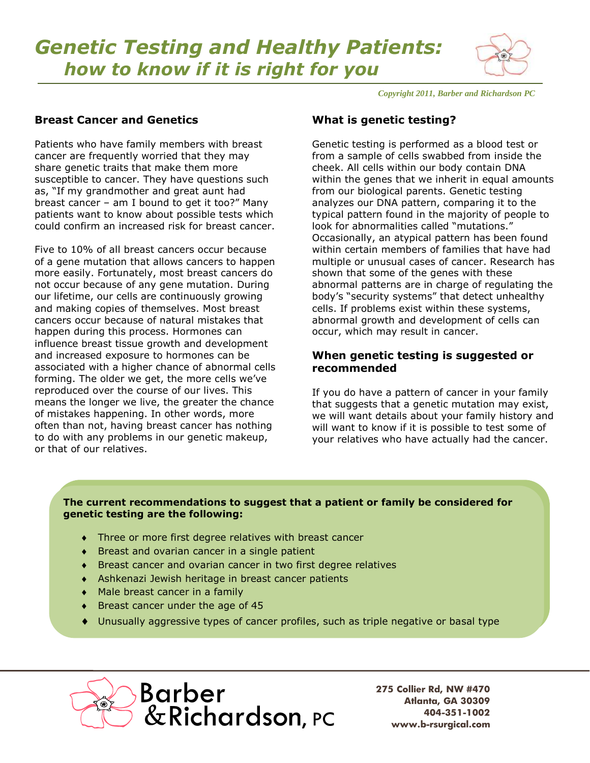# *Genetic Testing and Healthy Patients: how to know if it is right for you*

*Copyright 2011, Barber and Richardson PC*

## Breast Cancer and Genetics

Patients who have family members with breast cancer are frequently worried that they may share genetic traits that make them more susceptible to cancer. They have questions such as, "If my grandmother and great aunt had breast cancer – am I bound to get it too?" Many patients want to know about possible tests which could confirm an increased risk for breast cancer.

Five to 10% of all breast cancers occur because of a gene mutation that allows cancers to happen more easily. Fortunately, most breast cancers do not occur because of any gene mutation. During our lifetime, our cells are continuously growing and making copies of themselves. Most breast cancers occur because of natural mistakes that happen during this process. Hormones can influence breast tissue growth and development and increased exposure to hormones can be associated with a higher chance of abnormal cells forming. The older we get, the more cells we've reproduced over the course of our lives. This means the longer we live, the greater the chance of mistakes happening. In other words, more often than not, having breast cancer has nothing to do with any problems in our genetic makeup, or that of our relatives.

## What is genetic testing?

Genetic testing is performed as a blood test or from a sample of cells swabbed from inside the cheek. All cells within our body contain DNA within the genes that we inherit in equal amounts from our biological parents. Genetic testing analyzes our DNA pattern, comparing it to the typical pattern found in the majority of people to look for abnormalities called "mutations." Occasionally, an atypical pattern has been found within certain members of families that have had multiple or unusual cases of cancer. Research has shown that some of the genes with these abnormal patterns are in charge of regulating the body's "security systems" that detect unhealthy cells. If problems exist within these systems, abnormal growth and development of cells can occur, which may result in cancer.

## When genetic testing is suggested or recommended

If you do have a pattern of cancer in your family that suggests that a genetic mutation may exist, we will want details about your family history and will want to know if it is possible to test some of your relatives who have actually had the cancer.

**The current recommendations to suggest that a patient or family be considered for genetic testing are the following:**

- Three or more first degree relatives with breast cancer
- Breast and ovarian cancer in a single patient
- Breast cancer and ovarian cancer in two first degree relatives
- Ashkenazi Jewish heritage in breast cancer patients
- Male breast cancer in a family
- Breast cancer under the age of 45
- Unusually aggressive types of cancer profiles, such as triple negative or basal type

Barber & Richardson, PC

275 Collier Rd, NW #470
Atlanta, GA 30309
404-351-1002
www.b-rsurgical.com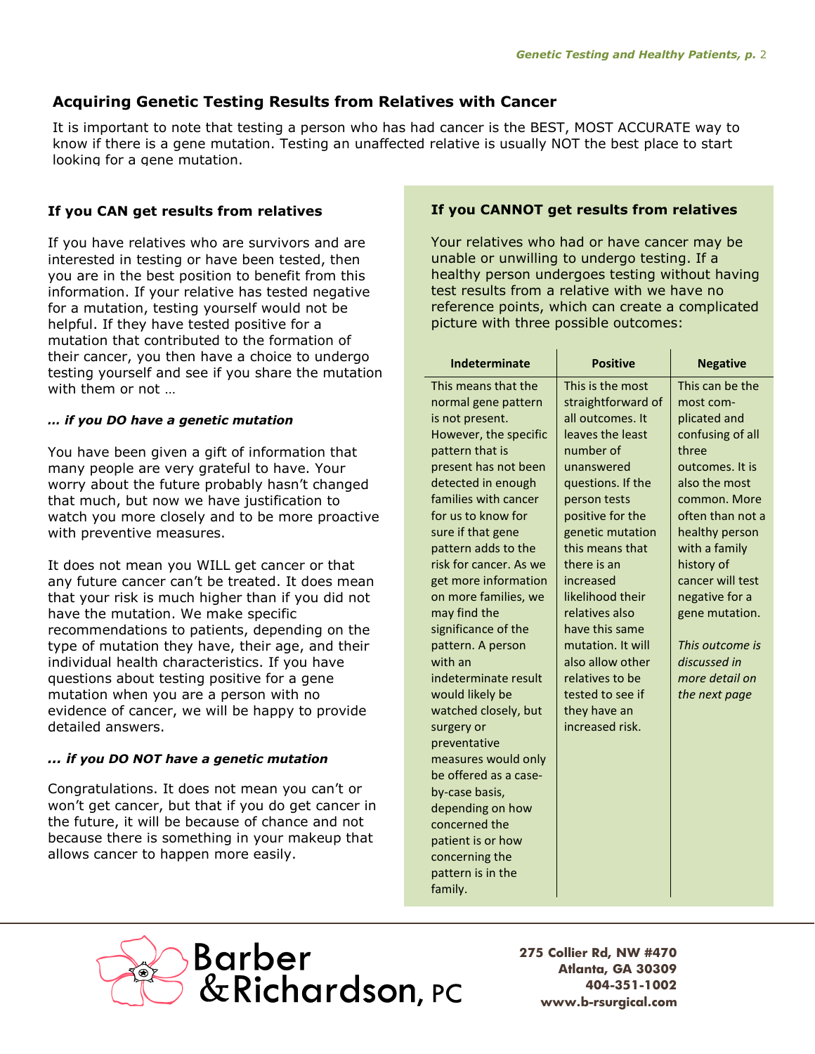## Acquiring Genetic Testing Results from Relatives with Cancer

It is important to note that testing a person who has had cancer is the BEST, MOST ACCURATE way to know if there is a gene mutation. Testing an unaffected relative is usually NOT the best place to start looking for a gene mutation.

### If you CAN get results from relatives

If you have relatives who are survivors and are interested in testing or have been tested, then you are in the best position to benefit from this information. If your relative has tested negative for a mutation, testing yourself would not be helpful. If they have tested positive for a mutation that contributed to the formation of their cancer, you then have a choice to undergo testing yourself and see if you share the mutation with them or not …

***… if you DO have a genetic mutation***

You have been given a gift of information that many people are very grateful to have. Your worry about the future probably hasn't changed that much, but now we have justification to watch you more closely and to be more proactive with preventive measures.

It does not mean you WILL get cancer or that any future cancer can't be treated. It does mean that your risk is much higher than if you did not have the mutation. We make specific recommendations to patients, depending on the type of mutation they have, their age, and their individual health characteristics. If you have questions about testing positive for a gene mutation when you are a person with no evidence of cancer, we will be happy to provide detailed answers.

***… if you DO NOT have a genetic mutation***

Congratulations. It does not mean you can't or won't get cancer, but that if you do get cancer in the future, it will be because of chance and not because there is something in your makeup that allows cancer to happen more easily.

### If you CANNOT get results from relatives

Your relatives who had or have cancer may be unable or unwilling to undergo testing. If a healthy person undergoes testing without having test results from a relative with we have no reference points, which can create a complicated picture with three possible outcomes:

| Indeterminate | Positive | Negative |
|---|---|---|
| This means that the normal gene pattern is not present. However, the specific pattern that is present has not been detected in enough families with cancer for us to know for sure if that gene pattern adds to the risk for cancer. As we get more information on more families, we may find the significance of the pattern. A person with an indeterminate result would likely be watched closely, but surgery or preventative measures would only be offered as a case-by-case basis, depending on how concerned the patient is or how concerning the pattern is in the family. | This is the most straightforward of all outcomes. It leaves the least number of unanswered questions. If the person tests positive for the genetic mutation this means that there is an increased likelihood their relatives also have this same mutation. It will also allow other relatives to be tested to see if they have an increased risk. | This can be the most complicated and confusing of all three outcomes. It is also the most common. More often than not a healthy person with a family history of cancer will test negative for a gene mutation. *This outcome is discussed in more detail on the next page* |

Barber & Richardson, PC

275 Collier Rd, NW #470
Atlanta, GA 30309
404-351-1002
www.b-rsurgical.com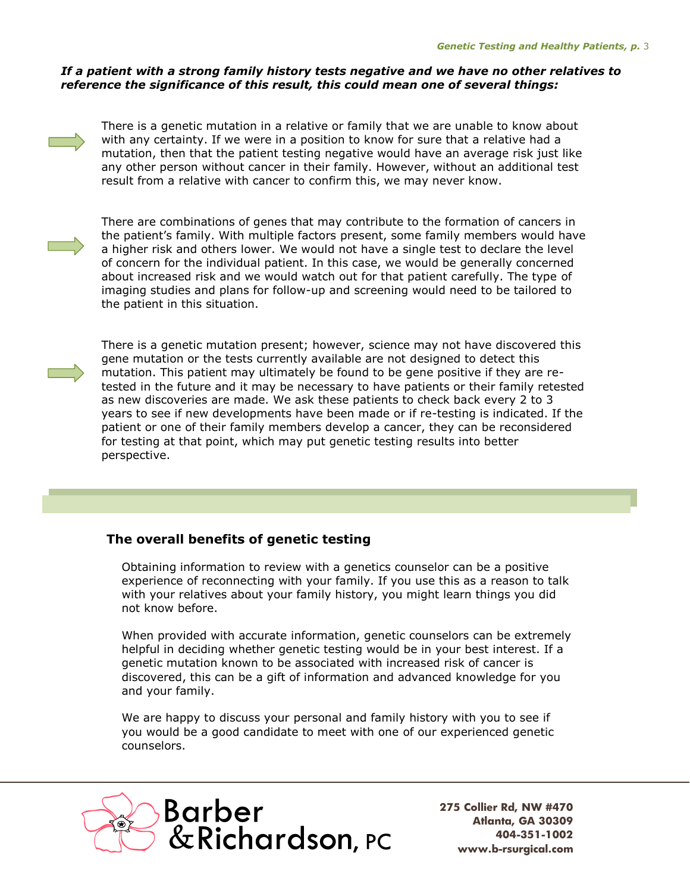***If a patient with a strong family history tests negative and we have no other relatives to reference the significance of this result, this could mean one of several things:***

- There is a genetic mutation in a relative or family that we are unable to know about with any certainty. If we were in a position to know for sure that a relative had a mutation, then that the patient testing negative would have an average risk just like any other person without cancer in their family. However, without an additional test result from a relative with cancer to confirm this, we may never know.

- There are combinations of genes that may contribute to the formation of cancers in the patient's family. With multiple factors present, some family members would have a higher risk and others lower. We would not have a single test to declare the level of concern for the individual patient. In this case, we would be generally concerned about increased risk and we would watch out for that patient carefully. The type of imaging studies and plans for follow-up and screening would need to be tailored to the patient in this situation.

- There is a genetic mutation present; however, science may not have discovered this gene mutation or the tests currently available are not designed to detect this mutation. This patient may ultimately be found to be gene positive if they are re-tested in the future and it may be necessary to have patients or their family retested as new discoveries are made. We ask these patients to check back every 2 to 3 years to see if new developments have been made or if re-testing is indicated. If the patient or one of their family members develop a cancer, they can be reconsidered for testing at that point, which may put genetic testing results into better perspective.

## The overall benefits of genetic testing

Obtaining information to review with a genetics counselor can be a positive experience of reconnecting with your family. If you use this as a reason to talk with your relatives about your family history, you might learn things you did not know before.

When provided with accurate information, genetic counselors can be extremely helpful in deciding whether genetic testing would be in your best interest. If a genetic mutation known to be associated with increased risk of cancer is discovered, this can be a gift of information and advanced knowledge for you and your family.

We are happy to discuss your personal and family history with you to see if you would be a good candidate to meet with one of our experienced genetic counselors.

Barber & Richardson, PC

**275 Collier Rd, NW #470**
**Atlanta, GA 30309**
**404-351-1002**
**www.b-rsurgical.com**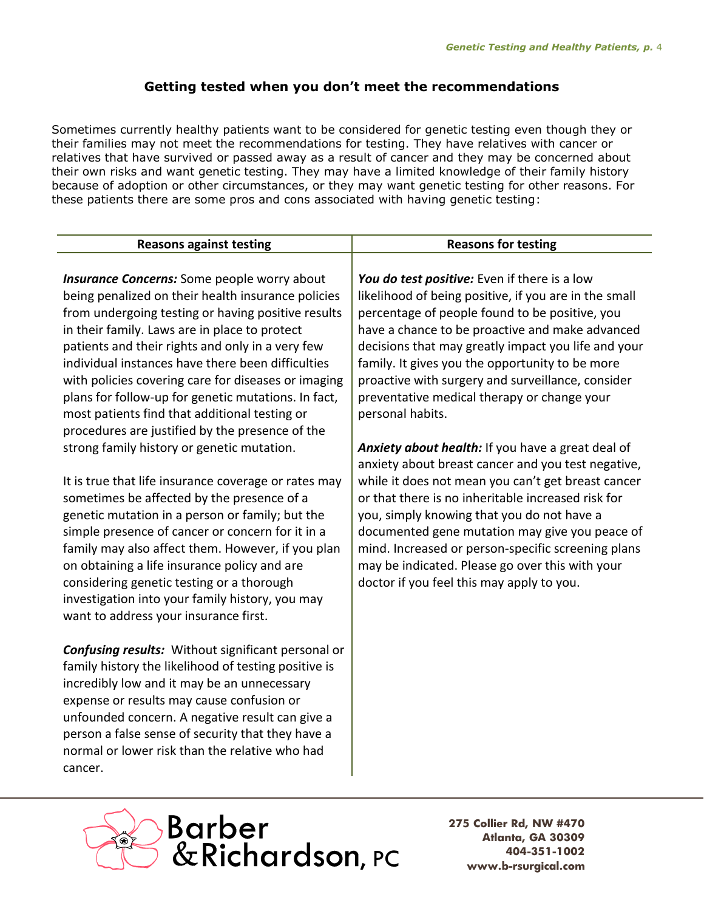## Getting tested when you don't meet the recommendations

Sometimes currently healthy patients want to be considered for genetic testing even though they or their families may not meet the recommendations for testing. They have relatives with cancer or relatives that have survived or passed away as a result of cancer and they may be concerned about their own risks and want genetic testing. They may have a limited knowledge of their family history because of adoption or other circumstances, or they may want genetic testing for other reasons. For these patients there are some pros and cons associated with having genetic testing:

| Reasons against testing | Reasons for testing |
|---|---|
| ***Insurance Concerns:*** Some people worry about being penalized on their health insurance policies from undergoing testing or having positive results in their family. Laws are in place to protect patients and their rights and only in a very few individual instances have there been difficulties with policies covering care for diseases or imaging plans for follow-up for genetic mutations. In fact, most patients find that additional testing or procedures are justified by the presence of the strong family history or genetic mutation.<br><br>It is true that life insurance coverage or rates may sometimes be affected by the presence of a genetic mutation in a person or family; but the simple presence of cancer or concern for it in a family may also affect them. However, if you plan on obtaining a life insurance policy and are considering genetic testing or a thorough investigation into your family history, you may want to address your insurance first.<br><br>***Confusing results:*** Without significant personal or family history the likelihood of testing positive is incredibly low and it may be an unnecessary expense or results may cause confusion or unfounded concern. A negative result can give a person a false sense of security that they have a normal or lower risk than the relative who had cancer. | ***You do test positive:*** Even if there is a low likelihood of being positive, if you are in the small percentage of people found to be positive, you have a chance to be proactive and make advanced decisions that may greatly impact you life and your family. It gives you the opportunity to be more proactive with surgery and surveillance, consider preventative medical therapy or change your personal habits.<br><br>***Anxiety about health:*** If you have a great deal of anxiety about breast cancer and you test negative, while it does not mean you can't get breast cancer or that there is no inheritable increased risk for you, simply knowing that you do not have a documented gene mutation may give you peace of mind. Increased or person-specific screening plans may be indicated. Please go over this with your doctor if you feel this may apply to you. |